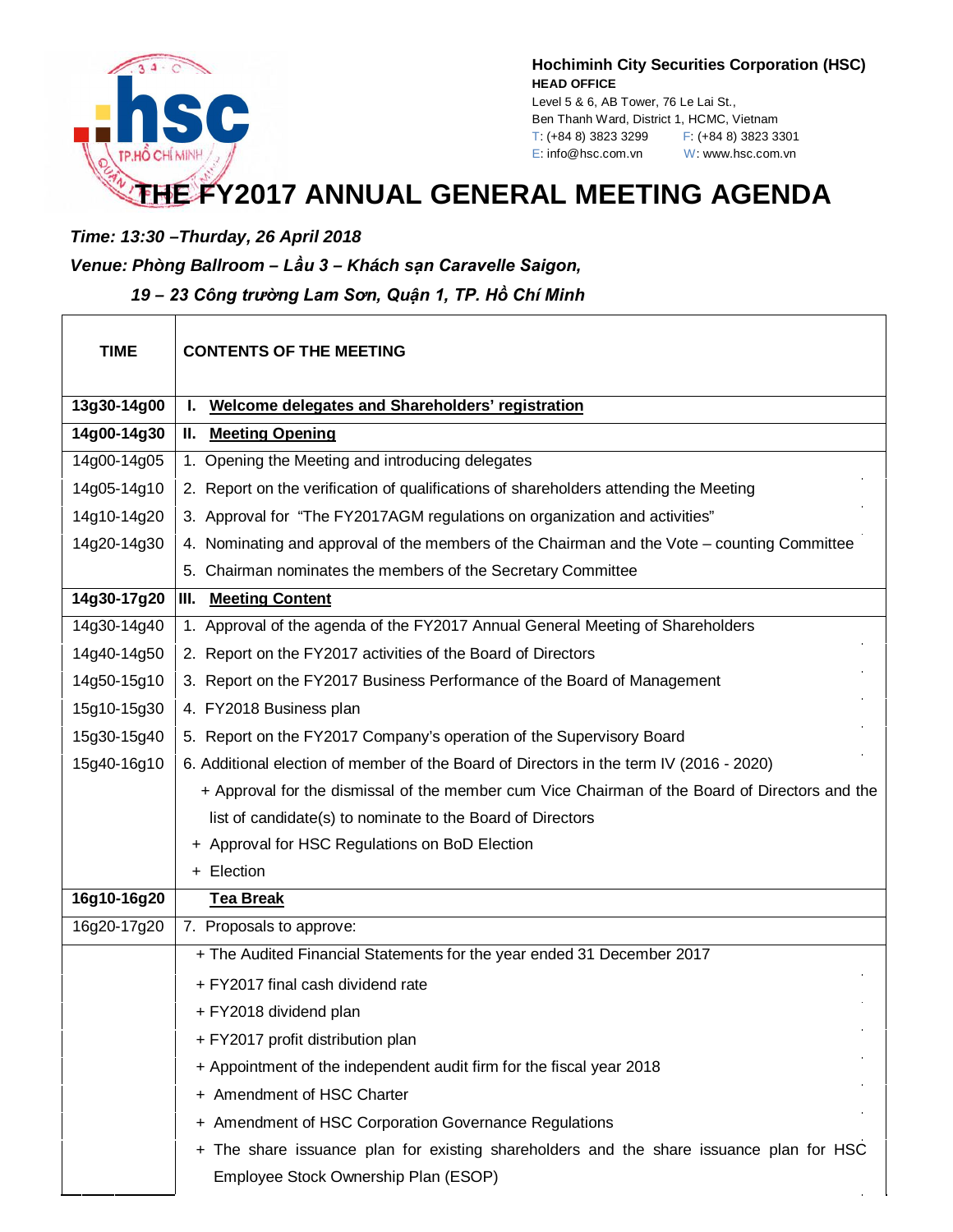**Hochiminh City Securities Corporation (HSC)**
**HEAD OFFICE**
Level 5 & 6, AB Tower, 76 Le Lai St.,
Ben Thanh Ward, District 1, HCMC, Vietnam
T: (+84 8) 3823 3299 F: (+84 8) 3823 3301
E: info@hsc.com.vn W: www.hsc.com.vn

# THE FY2017 ANNUAL GENERAL MEETING AGENDA

***Time: 13:30 –Thurday, 26 April 2018***

***Venue: Phòng Ballroom – Lầu 3 – Khách sạn Caravelle Saigon, 19 – 23 Công trường Lam Sơn, Quận 1, TP. Hồ Chí Minh***

| TIME | CONTENTS OF THE MEETING |
|---|---|
| **13g30-14g00** | **I. Welcome delegates and Shareholders' registration** |
| **14g00-14g30** | **II. Meeting Opening** |
| 14g00-14g05 | 1. Opening the Meeting and introducing delegates |
| 14g05-14g10 | 2. Report on the verification of qualifications of shareholders attending the Meeting |
| 14g10-14g20 | 3. Approval for "The FY2017AGM regulations on organization and activities" |
| 14g20-14g30 | 4. Nominating and approval of the members of the Chairman and the Vote – counting Committee |
| | 5. Chairman nominates the members of the Secretary Committee |
| **14g30-17g20** | **III. Meeting Content** |
| 14g30-14g40 | 1. Approval of the agenda of the FY2017 Annual General Meeting of Shareholders |
| 14g40-14g50 | 2. Report on the FY2017 activities of the Board of Directors |
| 14g50-15g10 | 3. Report on the FY2017 Business Performance of the Board of Management |
| 15g10-15g30 | 4. FY2018 Business plan |
| 15g30-15g40 | 5. Report on the FY2017 Company's operation of the Supervisory Board |
| 15g40-16g10 | 6. Additional election of member of the Board of Directors in the term IV (2016 - 2020) |
| | + Approval for the dismissal of the member cum Vice Chairman of the Board of Directors and the list of candidate(s) to nominate to the Board of Directors |
| | + Approval for HSC Regulations on BoD Election |
| | + Election |
| **16g10-16g20** | **Tea Break** |
| 16g20-17g20 | 7. Proposals to approve: |
| | + The Audited Financial Statements for the year ended 31 December 2017 |
| | + FY2017 final cash dividend rate |
| | + FY2018 dividend plan |
| | + FY2017 profit distribution plan |
| | + Appointment of the independent audit firm for the fiscal year 2018 |
| | + Amendment of HSC Charter |
| | + Amendment of HSC Corporation Governance Regulations |
| | + The share issuance plan for existing shareholders and the share issuance plan for HSC Employee Stock Ownership Plan (ESOP) |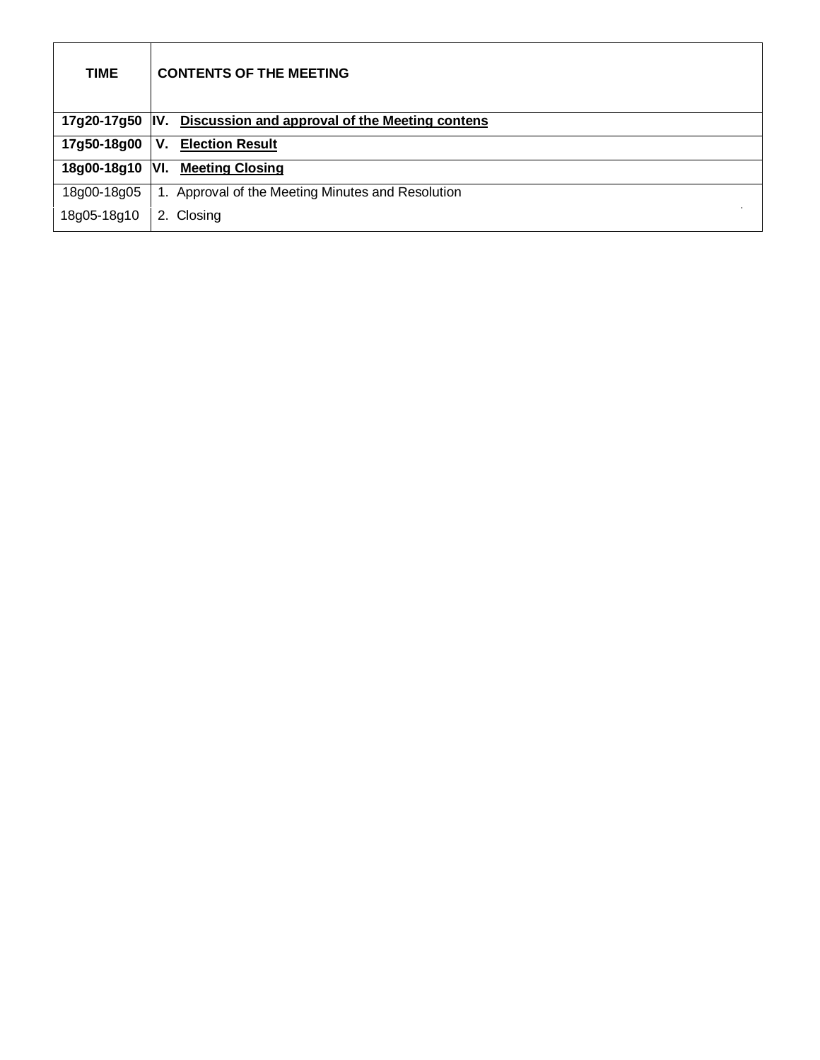| TIME | CONTENTS OF THE MEETING |
|---|---|
| **17g20-17g50** | **IV. Discussion and approval of the Meeting contens** |
| **17g50-18g00** | **V. Election Result** |
| **18g00-18g10** | **VI. Meeting Closing** |
| 18g00-18g05 | 1. Approval of the Meeting Minutes and Resolution |
| 18g05-18g10 | 2. Closing |